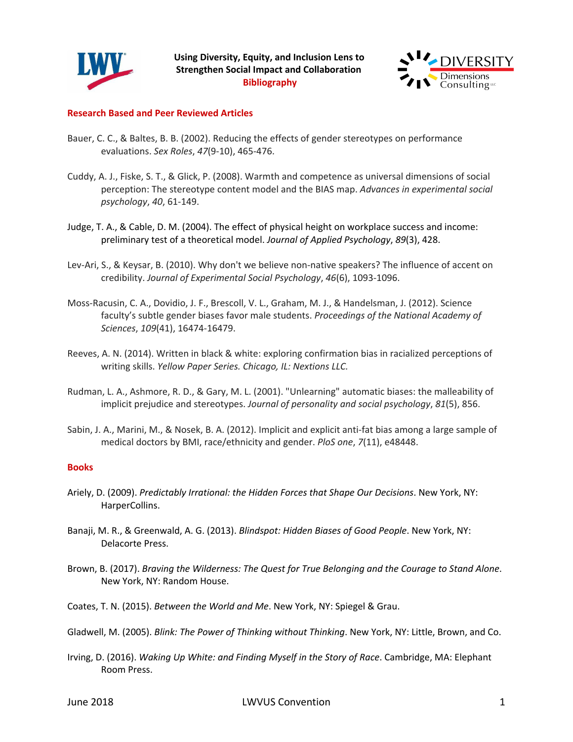# Using Diversity, Equity, and Inclusion Lens to Strengthen Social Impact and Collaboration

## Bibliography

### Research Based and Peer Reviewed Articles

Bauer, C. C., & Baltes, B. B. (2002). Reducing the effects of gender stereotypes on performance evaluations. *Sex Roles*, *47*(9-10), 465-476.

Cuddy, A. J., Fiske, S. T., & Glick, P. (2008). Warmth and competence as universal dimensions of social perception: The stereotype content model and the BIAS map. *Advances in experimental social psychology*, *40*, 61-149.

Judge, T. A., & Cable, D. M. (2004). The effect of physical height on workplace success and income: preliminary test of a theoretical model. *Journal of Applied Psychology*, *89*(3), 428.

Lev-Ari, S., & Keysar, B. (2010). Why don't we believe non-native speakers? The influence of accent on credibility. *Journal of Experimental Social Psychology*, *46*(6), 1093-1096.

Moss-Racusin, C. A., Dovidio, J. F., Brescoll, V. L., Graham, M. J., & Handelsman, J. (2012). Science faculty's subtle gender biases favor male students. *Proceedings of the National Academy of Sciences*, *109*(41), 16474-16479.

Reeves, A. N. (2014). Written in black & white: exploring confirmation bias in racialized perceptions of writing skills. *Yellow Paper Series. Chicago, IL: Nextions LLC.*

Rudman, L. A., Ashmore, R. D., & Gary, M. L. (2001). "Unlearning" automatic biases: the malleability of implicit prejudice and stereotypes. *Journal of personality and social psychology*, *81*(5), 856.

Sabin, J. A., Marini, M., & Nosek, B. A. (2012). Implicit and explicit anti-fat bias among a large sample of medical doctors by BMI, race/ethnicity and gender. *PloS one*, *7*(11), e48448.

### Books

Ariely, D. (2009). *Predictably Irrational: the Hidden Forces that Shape Our Decisions*. New York, NY: HarperCollins.

Banaji, M. R., & Greenwald, A. G. (2013). *Blindspot: Hidden Biases of Good People*. New York, NY: Delacorte Press.

Brown, B. (2017). *Braving the Wilderness: The Quest for True Belonging and the Courage to Stand Alone*. New York, NY: Random House.

Coates, T. N. (2015). *Between the World and Me*. New York, NY: Spiegel & Grau.

Gladwell, M. (2005). *Blink: The Power of Thinking without Thinking*. New York, NY: Little, Brown, and Co.

Irving, D. (2016). *Waking Up White: and Finding Myself in the Story of Race*. Cambridge, MA: Elephant Room Press.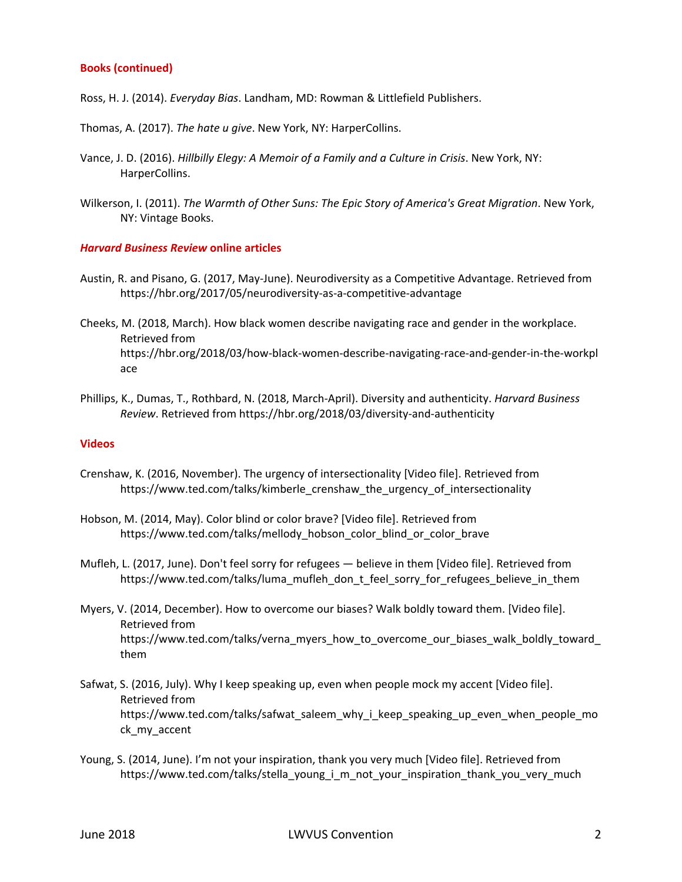### Books (continued)

Ross, H. J. (2014). *Everyday Bias*. Landham, MD: Rowman & Littlefield Publishers.

Thomas, A. (2017). *The hate u give*. New York, NY: HarperCollins.

Vance, J. D. (2016). *Hillbilly Elegy: A Memoir of a Family and a Culture in Crisis*. New York, NY: HarperCollins.

Wilkerson, I. (2011). *The Warmth of Other Suns: The Epic Story of America's Great Migration*. New York, NY: Vintage Books.

### *Harvard Business Review* online articles

Austin, R. and Pisano, G. (2017, May-June). Neurodiversity as a Competitive Advantage. Retrieved from https://hbr.org/2017/05/neurodiversity-as-a-competitive-advantage

Cheeks, M. (2018, March). How black women describe navigating race and gender in the workplace. Retrieved from https://hbr.org/2018/03/how-black-women-describe-navigating-race-and-gender-in-the-workplace

Phillips, K., Dumas, T., Rothbard, N. (2018, March-April). Diversity and authenticity. *Harvard Business Review*. Retrieved from https://hbr.org/2018/03/diversity-and-authenticity

### Videos

Crenshaw, K. (2016, November). The urgency of intersectionality [Video file]. Retrieved from https://www.ted.com/talks/kimberle_crenshaw_the_urgency_of_intersectionality

Hobson, M. (2014, May). Color blind or color brave? [Video file]. Retrieved from https://www.ted.com/talks/mellody_hobson_color_blind_or_color_brave

Mufleh, L. (2017, June). Don't feel sorry for refugees — believe in them [Video file]. Retrieved from https://www.ted.com/talks/luma_mufleh_don_t_feel_sorry_for_refugees_believe_in_them

Myers, V. (2014, December). How to overcome our biases? Walk boldly toward them. [Video file]. Retrieved from https://www.ted.com/talks/verna_myers_how_to_overcome_our_biases_walk_boldly_toward_them

Safwat, S. (2016, July). Why I keep speaking up, even when people mock my accent [Video file]. Retrieved from https://www.ted.com/talks/safwat_saleem_why_i_keep_speaking_up_even_when_people_mock_my_accent

Young, S. (2014, June). I'm not your inspiration, thank you very much [Video file]. Retrieved from https://www.ted.com/talks/stella_young_i_m_not_your_inspiration_thank_you_very_much